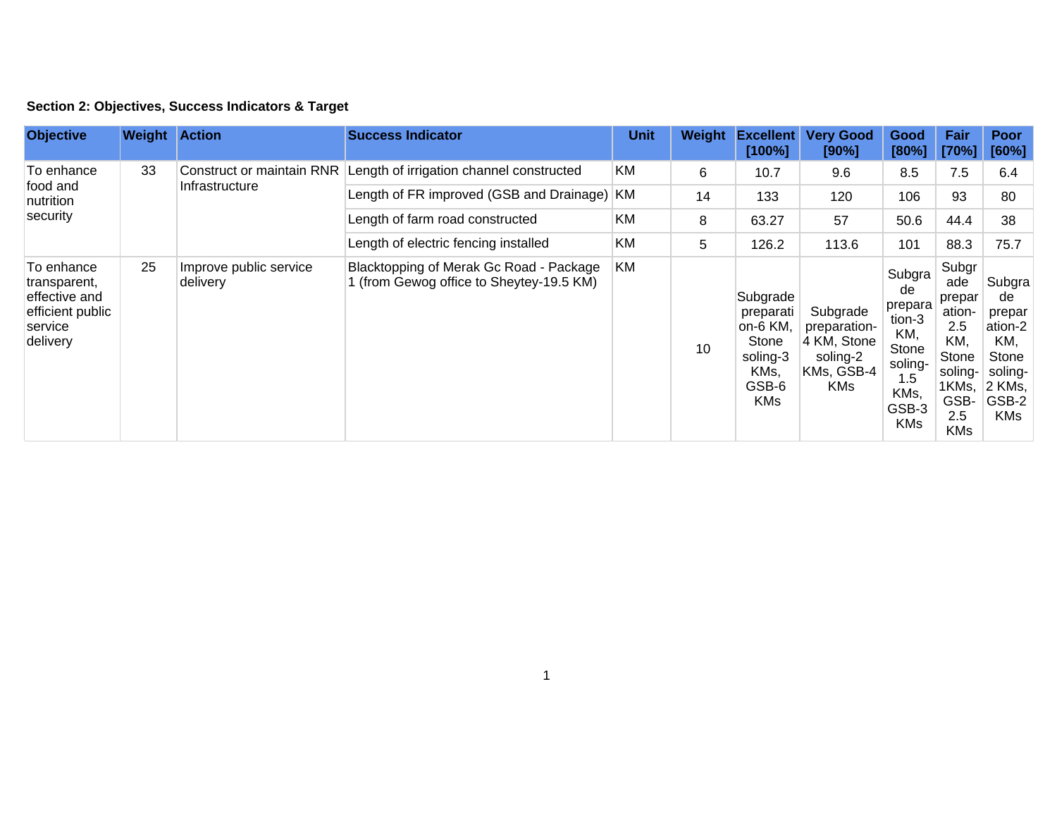**Section 2: Objectives, Success Indicators & Target**

| Objective | Weight | Action | Success Indicator | Unit | Weight | Excellent [100%] | Very Good [90%] | Good [80%] | Fair [70%] | Poor [60%] |
|---|---|---|---|---|---|---|---|---|---|---|
| To enhance food and nutrition security | 33 | Construct or maintain RNR Infrastructure | Length of irrigation channel constructed | KM | 6 | 10.7 | 9.6 | 8.5 | 7.5 | 6.4 |
| | | | Length of FR improved (GSB and Drainage) | KM | 14 | 133 | 120 | 106 | 93 | 80 |
| | | | Length of farm road constructed | KM | 8 | 63.27 | 57 | 50.6 | 44.4 | 38 |
| | | | Length of electric fencing installed | KM | 5 | 126.2 | 113.6 | 101 | 88.3 | 75.7 |
| To enhance transparent, effective and efficient public service delivery | 25 | Improve public service delivery | Blacktopping of Merak Gc Road - Package 1 (from Gewog office to Sheytey-19.5 KM) | KM | 10 | Subgrade preparation-6 KM, Stone soling-3 KMs, GSB-6 KMs | Subgrade preparation-4 KM, Stone soling-2 KMs, GSB-4 KMs | Subgrade preparation-3 KM, Stone soling-1.5 KMs, GSB-3 KMs | Subgrade preparation-2.5 KM, Stone soling-1KMs, GSB-2.5 KMs | Subgrade preparation-2 KM, Stone soling-2 KMs, GSB-2 KMs |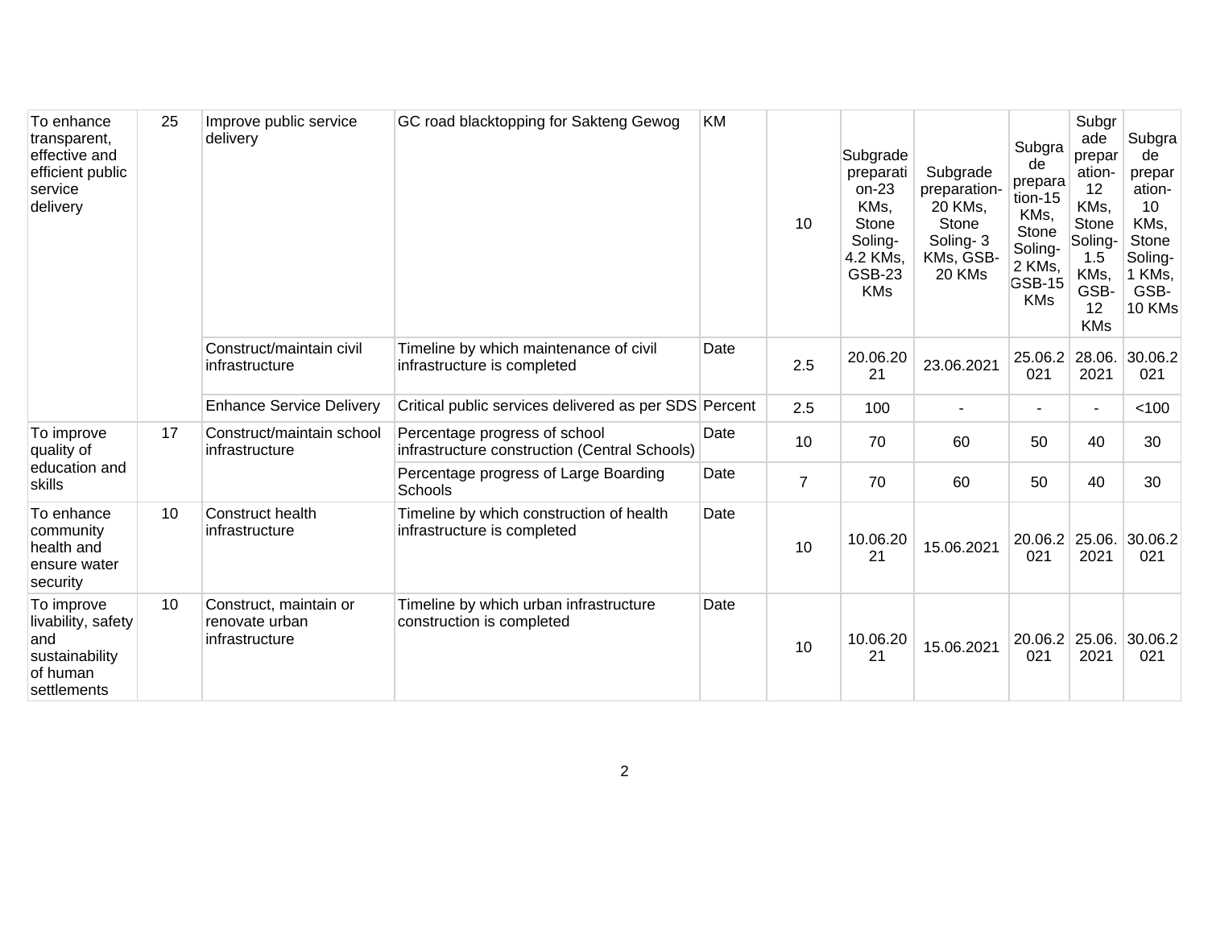| To enhance transparent, effective and efficient public service delivery | 25 | Improve public service delivery | GC road blacktopping for Sakteng Gewog | KM | 10 | Subgrade preparation-23 KMs, Stone Soling-4.2 KMs, GSB-23 KMs | Subgrade preparation-20 KMs, Stone Soling- 3 KMs, GSB-20 KMs | Subgrade preparation-15 KMs, Stone Soling-2 KMs, GSB-15 KMs | Subgrade preparation-12 KMs, Stone Soling-1.5 KMs, GSB-12 KMs | Subgrade preparation-10 KMs, Stone Soling-1 KMs, GSB-10 KMs |
|---|---|---|---|---|---|---|---|---|---|---|
| | | Construct/maintain civil infrastructure | Timeline by which maintenance of civil infrastructure is completed | Date | 2.5 | 20.06.2021 | 23.06.2021 | 25.06.2021 | 28.06.2021 | 30.06.2021 |
| | | Enhance Service Delivery | Critical public services delivered as per SDS | Percent | 2.5 | 100 | - | - | - | <100 |
| To improve quality of education and skills | 17 | Construct/maintain school infrastructure | Percentage progress of school infrastructure construction (Central Schools) | Date | 10 | 70 | 60 | 50 | 40 | 30 |
| | | | Percentage progress of Large Boarding Schools | Date | 7 | 70 | 60 | 50 | 40 | 30 |
| To enhance community health and ensure water security | 10 | Construct health infrastructure | Timeline by which construction of health infrastructure is completed | Date | 10 | 10.06.2021 | 15.06.2021 | 20.06.2021 | 25.06.2021 | 30.06.2021 |
| To improve livability, safety and sustainability of human settlements | 10 | Construct, maintain or renovate urban infrastructure | Timeline by which urban infrastructure construction is completed | Date | 10 | 10.06.2021 | 15.06.2021 | 20.06.2021 | 25.06.2021 | 30.06.2021 |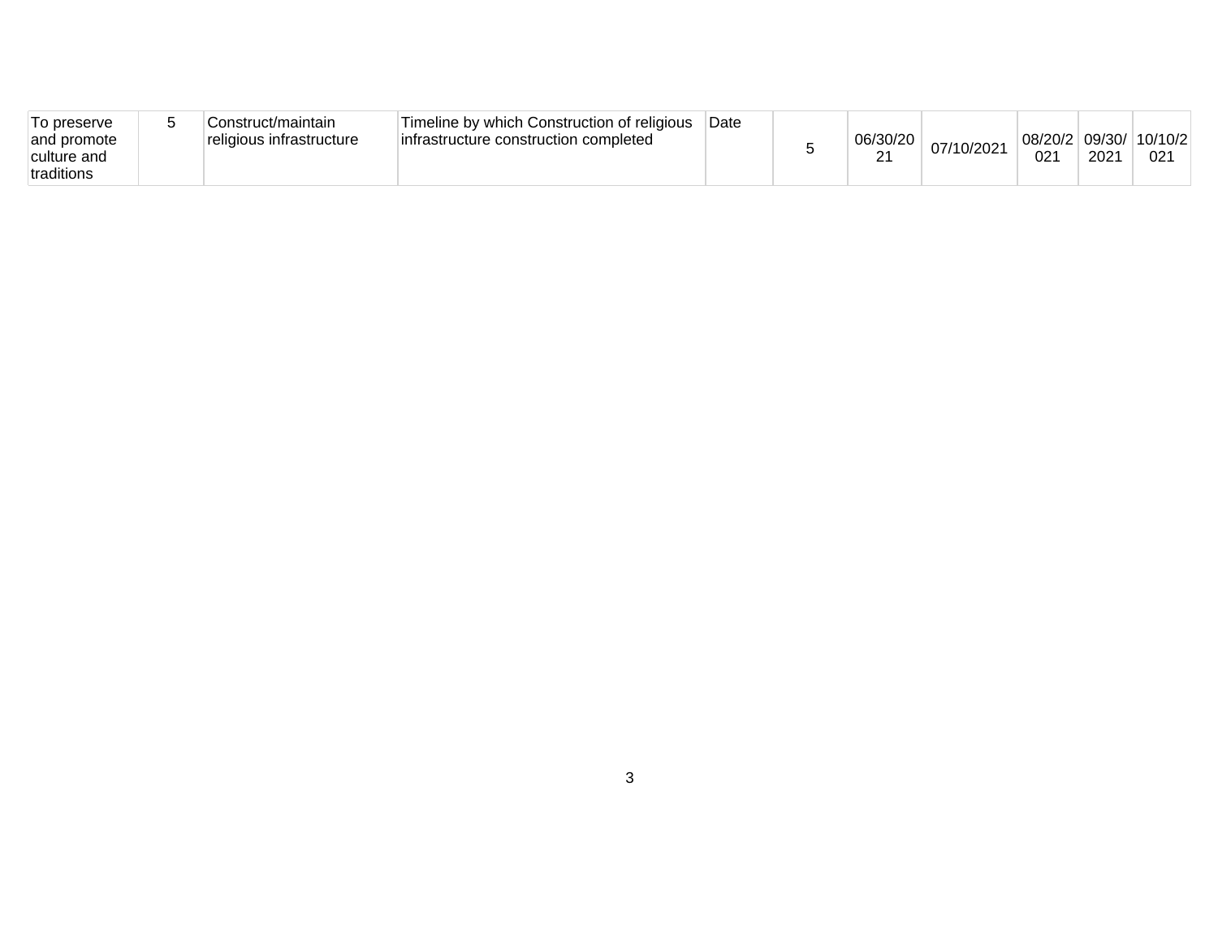| | | | | | | | | | | |
|---|---|---|---|---|---|---|---|---|---|---|
| To preserve and promote culture and traditions | 5 | Construct/maintain religious infrastructure | Timeline by which Construction of religious infrastructure construction completed | Date | | 5 | 06/30/2021 | 07/10/2021 | 08/20/2021 | 09/30/2021 | 10/10/2021 |

| | | | | | | | | | | |
|---|---|---|---|---|---|---|---|---|---|---|
| To preserve and promote culture and traditions | 5 | Construct/maintain religious infrastructure | Timeline by which Construction of religious infrastructure construction completed | Date | 5 | 06/30/2021 | 07/10/2021 | 08/20/2021 | 09/30/2021 | 10/10/2021 |